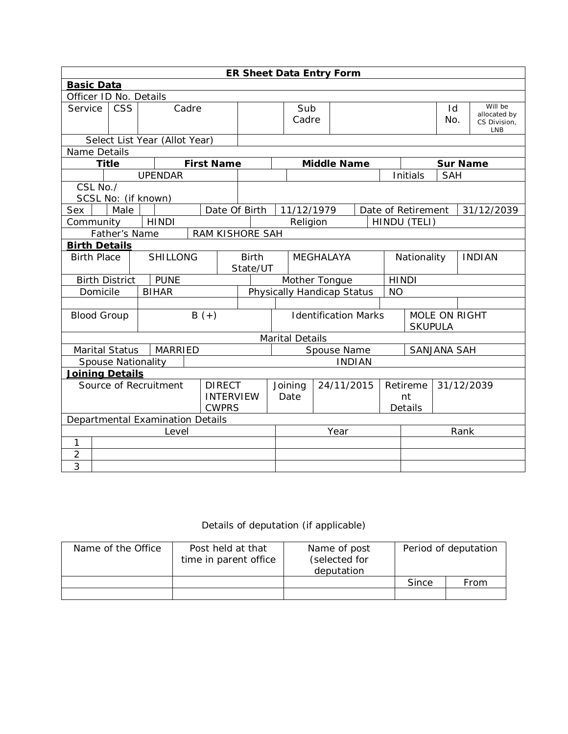| ER Sheet Data Entry Form | | | | | | | |
|---|---|---|---|---|---|---|---|
| **Basic Data** | | | | | | | |
| Officer ID No. Details | | | | | | | |
| Service | CSS | Cadre | | Sub Cadre | | Id No. | Will be allocated by CS Division, LNB |
| Select List Year (Allot Year) | | | | | | | |
| Name Details | | | | | | | |
| **Title** | | **First Name** | | **Middle Name** | | **Sur Name** | |
| | UPENDAR | | | | Initials | SAH | |
| CSL No./ SCSL No: (if known) | | | | | | | |
| Sex | Male | | Date Of Birth | 11/12/1979 | Date of Retirement | 31/12/2039 | |
| Community | HINDI | | Religion | | HINDU (TELI) | | |
| Father's Name | RAM KISHORE SAH | | | | | | |
| **Birth Details** | | | | | | | |
| Birth Place | SHILLONG | Birth State/UT | MEGHALAYA | Nationality | INDIAN | | |
| Birth District | PUNE | | Mother Tongue | HINDI | | | |
| Domicile | BIHAR | | Physically Handicap Status | NO | | | |
| | | | | | | | |
| Blood Group | B (+) | | Identification Marks | MOLE ON RIGHT SKUPULA | | | |
| Marital Details | | | | | | | |
| Marital Status | MARRIED | | Spouse Name | SANJANA SAH | | | |
| Spouse Nationality | INDIAN | | | | | | |
| **Joining Details** | | | | | | | |
| Source of Recruitment | DIRECT INTERVIEW CWPRS | Joining Date | 24/11/2015 | Retirement Details | 31/12/2039 | | |
| Departmental Examination Details | | | | | | | |
| | Level | | Year | | Rank | | |
| 1 | | | | | | | |
| 2 | | | | | | | |
| 3 | | | | | | | |

Details of deputation (if applicable)

| Name of the Office | Post held at that time in parent office | Name of post (selected for deputation | Period of deputation | |
|---|---|---|---|---|
| | | | Since | From |
| | | | | |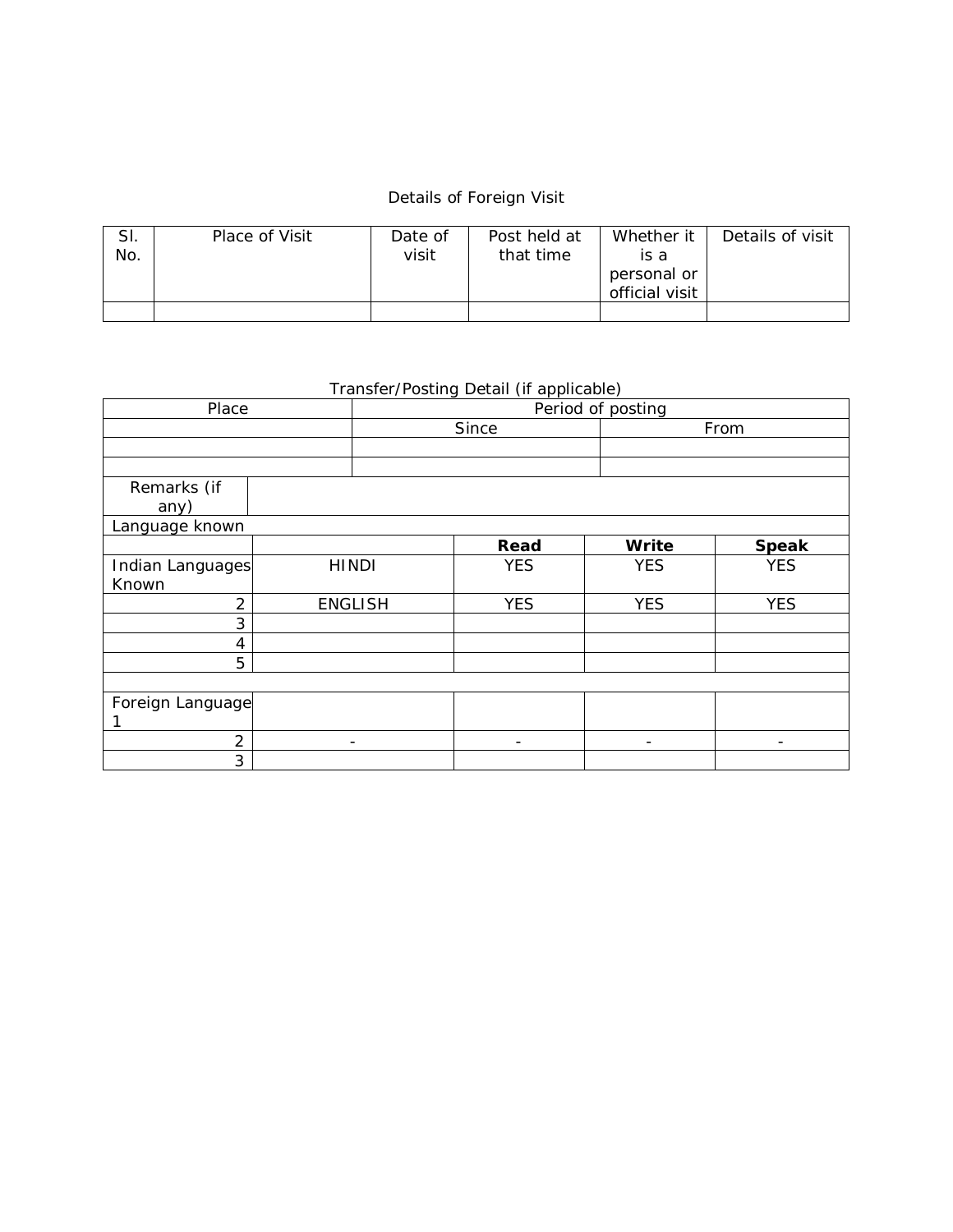Details of Foreign Visit

| Sl. No. | Place of Visit | Date of visit | Post held at that time | Whether it is a personal or official visit | Details of visit |
|---|---|---|---|---|---|
| | | | | | |

Transfer/Posting Detail (if applicable)

| Place | Period of posting | |
|---|---|---|
| | Since | From |
| | | |
| | | |

| Remarks (if any) | |
|---|---|

| Language known | | | | |
|---|---|---|---|---|
| | | **Read** | **Write** | **Speak** |
| Indian Languages Known | HINDI | YES | YES | YES |
| 2 | ENGLISH | YES | YES | YES |
| 3 | | | | |
| 4 | | | | |
| 5 | | | | |
| | | | | |
| Foreign Language 1 | | | | |
| 2 | - | - | - | - |
| 3 | | | | |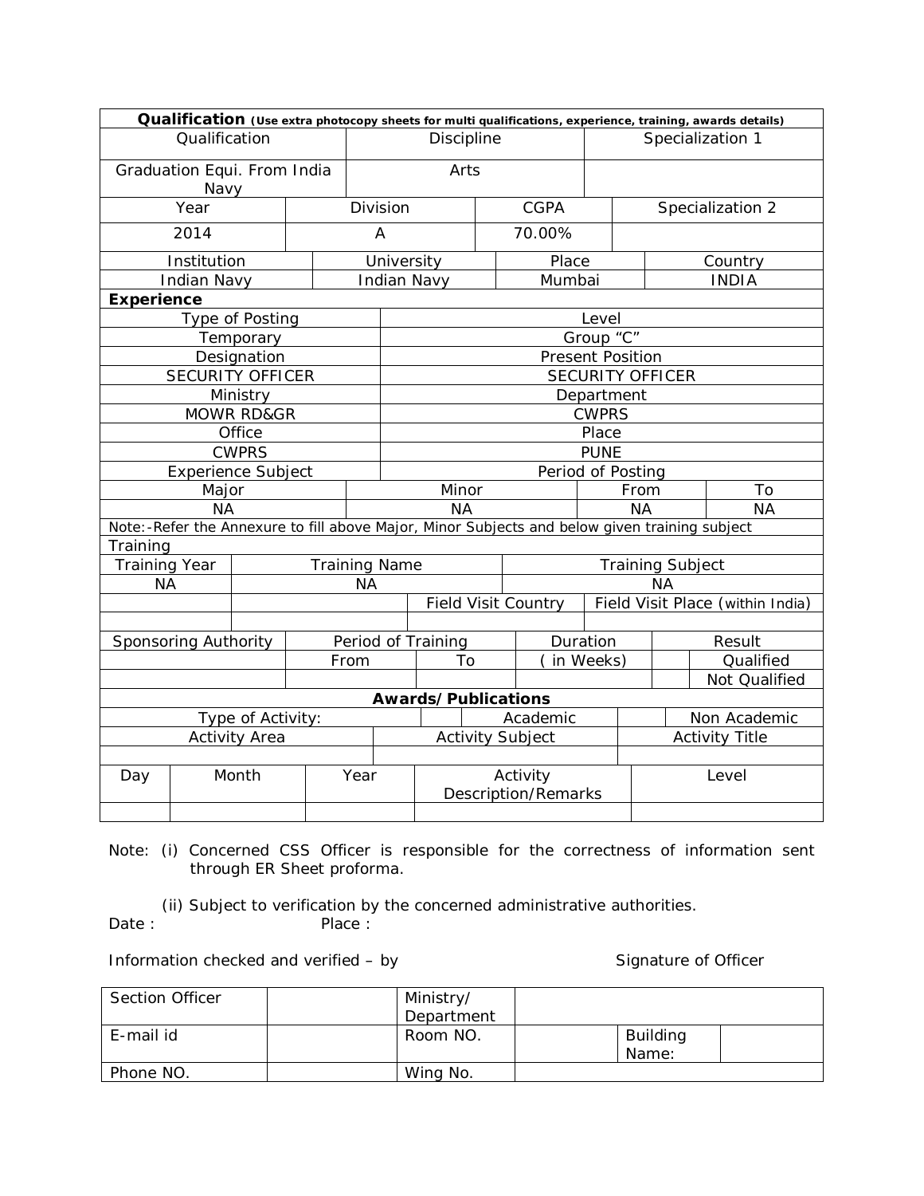**Qualification** (Use extra photocopy sheets for multi qualifications, experience, training, awards details)

| Qualification | Discipline | Specialization 1 |
|---|---|---|
| Graduation Equi. From India Navy | Arts | |

| Year | Division | CGPA | Specialization 2 |
|---|---|---|---|
| 2014 | A | 70.00% | |

| Institution | University | Place | Country |
|---|---|---|---|
| Indian Navy | Indian Navy | Mumbai | INDIA |

**Experience**

| Type of Posting | Level |
|---|---|
| Temporary | Group "C" |
| Designation | Present Position |
| SECURITY OFFICER | SECURITY OFFICER |
| Ministry | Department |
| MOWR RD&GR | CWPRS |
| Office | Place |
| CWPRS | PUNE |
| Experience Subject | Period of Posting |

| Major | Minor | From | To |
|---|---|---|---|
| NA | NA | NA | NA |

Note:-Refer the Annexure to fill above Major, Minor Subjects and below given training subject

Training

| Training Year | Training Name | | Training Subject |
|---|---|---|---|
| NA | NA | | NA |
| | | Field Visit Country | Field Visit Place (within India) |
| | | | |

| Sponsoring Authority | Period of Training | | Duration | Result | |
|---|---|---|---|---|---|
| | From | To | ( in Weeks) | | Qualified |
| | | | | | Not Qualified |

**Awards/Publications**

| Type of Activity: | | Academic | | Non Academic |
|---|---|---|---|---|

| Activity Area | Activity Subject | Activity Title |
|---|---|---|
| | | |

| Day | Month | Year | Activity Description/Remarks | Level |
|---|---|---|---|---|
| | | | | |

Note: (i) Concerned CSS Officer is responsible for the correctness of information sent through ER Sheet proforma.

(ii) Subject to verification by the concerned administrative authorities.

Date : Place :

Information checked and verified – by Signature of Officer

| Section Officer | | Ministry/ Department | | |
|---|---|---|---|---|
| E-mail id | | Room NO. | | Building Name: | |
| Phone NO. | | Wing No. | | |